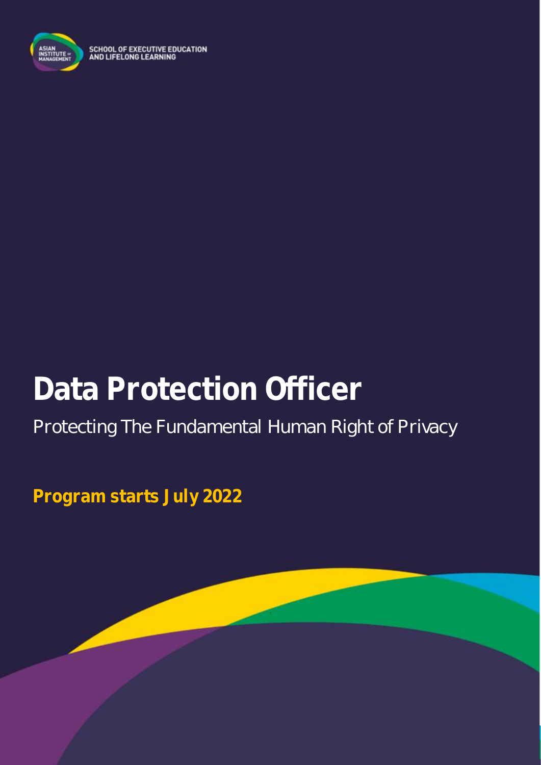SCHOOL OF EXECUTIVE EDUCATION AND LIFELONG LEARNING

# Data Protection Officer

Protecting The Fundamental Human Right of Privacy

**Program starts July 2022**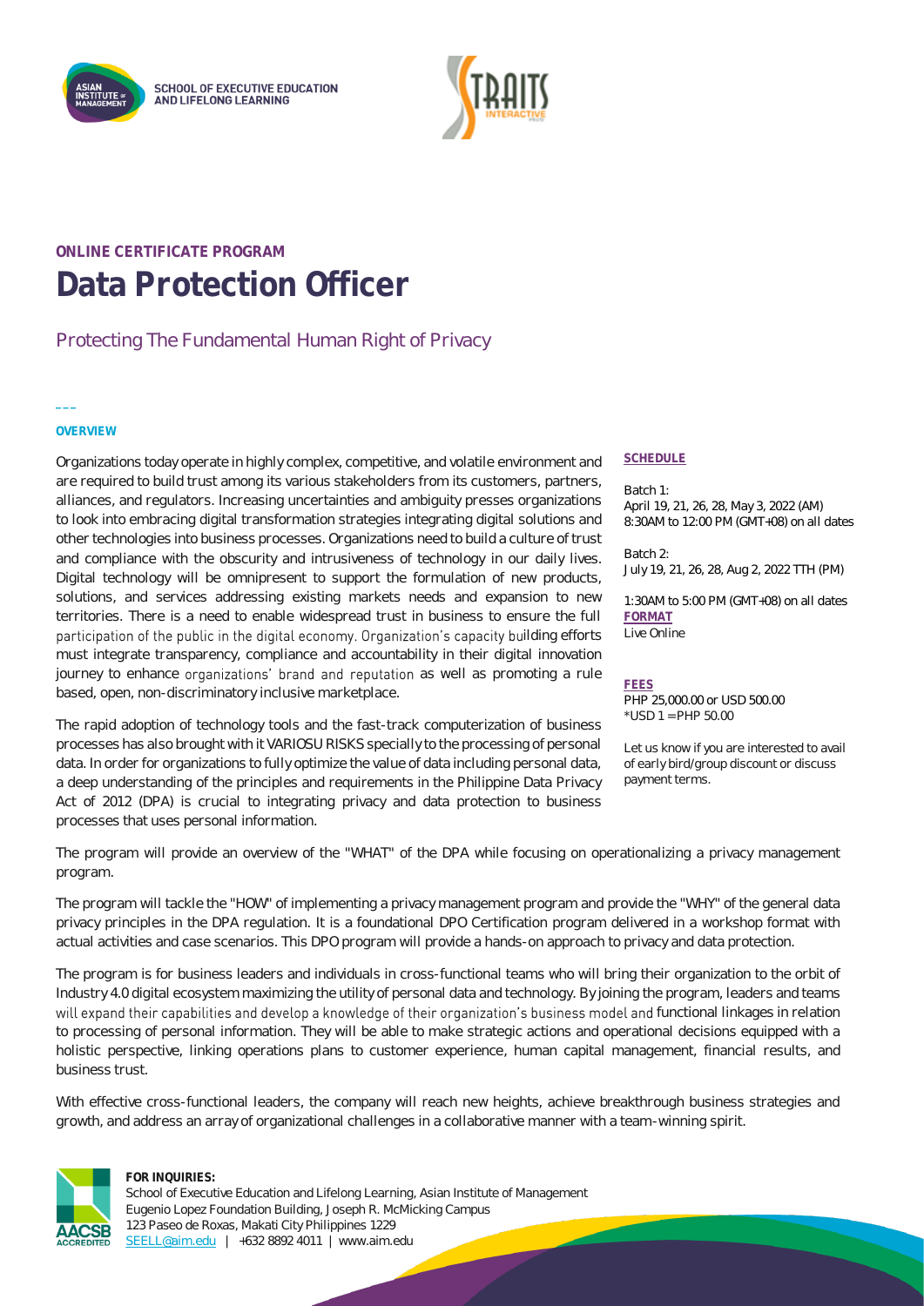SCHOOL OF EXECUTIVE EDUCATION AND LIFELONG LEARNING

ONLINE CERTIFICATE PROGRAM

# Data Protection Officer

## Protecting The Fundamental Human Right of Privacy

### OVERVIEW

Organizations today operate in highly complex, competitive, and volatile environment and are required to build trust among its various stakeholders from its customers, partners, alliances, and regulators. Increasing uncertainties and ambiguity presses organizations to look into embracing digital transformation strategies integrating digital solutions and other technologies into business processes. Organizations need to build a culture of trust and compliance with the obscurity and intrusiveness of technology in our daily lives. Digital technology will be omnipresent to support the formulation of new products, solutions, and services addressing existing markets needs and expansion to new territories. There is a need to enable widespread trust in business to ensure the full participation of the public in the digital economy. Organization's capacity building efforts must integrate transparency, compliance and accountability in their digital innovation journey to enhance organizations' brand and reputation as well as promoting a rule based, open, non-discriminatory inclusive marketplace.

The rapid adoption of technology tools and the fast-track computerization of business processes has also brought with it VARIOSU RISKS specially to the processing of personal data. In order for organizations to fully optimize the value of data including personal data, a deep understanding of the principles and requirements in the Philippine Data Privacy Act of 2012 (DPA) is crucial to integrating privacy and data protection to business processes that uses personal information.

### SCHEDULE

Batch 1:
April 19, 21, 26, 28, May 3, 2022 (AM)
8:30AM to 12:00 PM (GMT+08) on all dates

Batch 2:
July 19, 21, 26, 28, Aug 2, 2022 TTH (PM)

1:30AM to 5:00 PM (GMT+08) on all dates

### FORMAT

Live Online

### FEES

PHP 25,000.00 or USD 500.00
*USD 1 = PHP 50.00

Let us know if you are interested to avail of early bird/group discount or discuss payment terms.

The program will provide an overview of the "WHAT" of the DPA while focusing on operationalizing a privacy management program.

The program will tackle the "HOW" of implementing a privacy management program and provide the "WHY" of the general data privacy principles in the DPA regulation. It is a foundational DPO Certification program delivered in a workshop format with actual activities and case scenarios. This DPO program will provide a hands-on approach to privacy and data protection.

The program is for business leaders and individuals in cross-functional teams who will bring their organization to the orbit of Industry 4.0 digital ecosystem maximizing the utility of personal data and technology. By joining the program, leaders and teams will expand their capabilities and develop a knowledge of their organization's business model and functional linkages in relation to processing of personal information. They will be able to make strategic actions and operational decisions equipped with a holistic perspective, linking operations plans to customer experience, human capital management, financial results, and business trust.

With effective cross-functional leaders, the company will reach new heights, achieve breakthrough business strategies and growth, and address an array of organizational challenges in a collaborative manner with a team-winning spirit.

**FOR INQUIRIES:**
School of Executive Education and Lifelong Learning, Asian Institute of Management
Eugenio Lopez Foundation Building, Joseph R. McMicking Campus
123 Paseo de Roxas, Makati City Philippines 1229
SEELL@aim.edu | +632 8892 4011 | www.aim.edu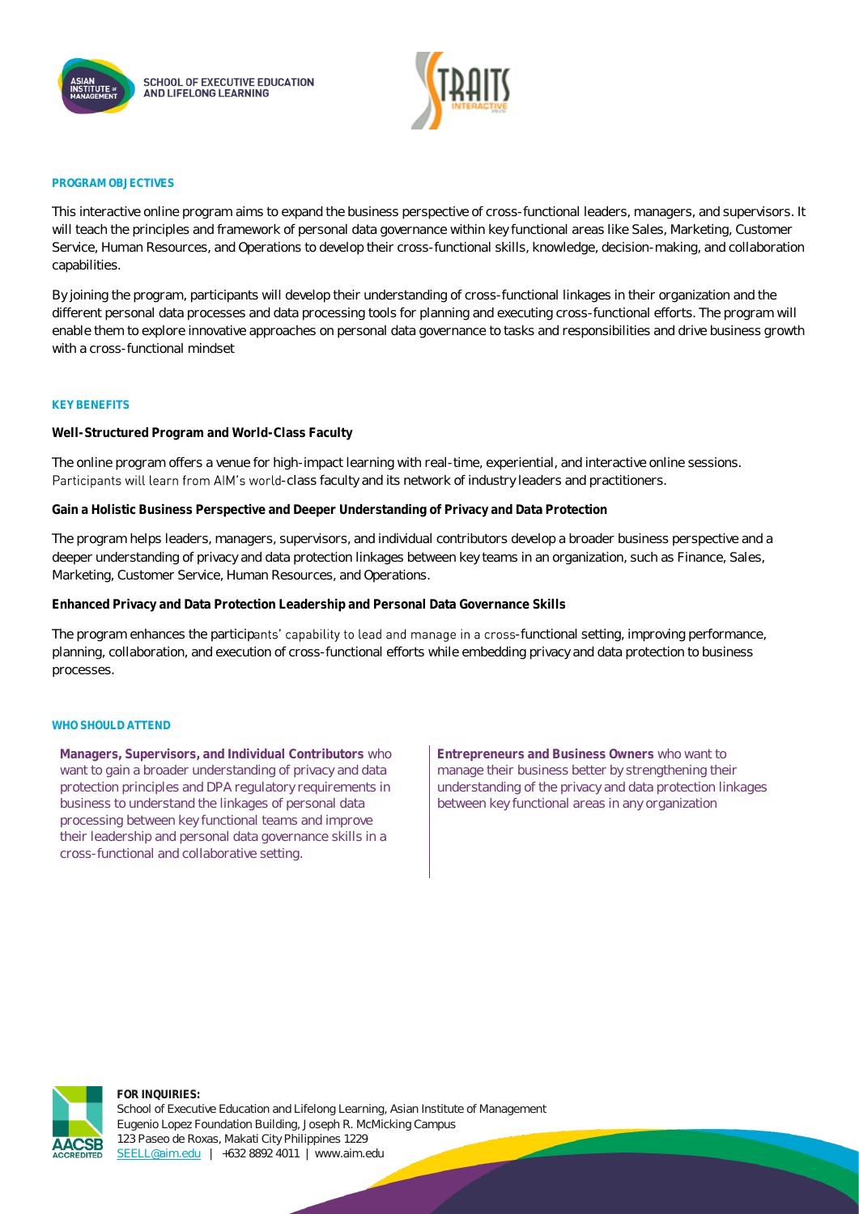## PROGRAM OBJECTIVES

This interactive online program aims to expand the business perspective of cross-functional leaders, managers, and supervisors. It will teach the principles and framework of personal data governance within key functional areas like Sales, Marketing, Customer Service, Human Resources, and Operations to develop their cross-functional skills, knowledge, decision-making, and collaboration capabilities.

By joining the program, participants will develop their understanding of cross-functional linkages in their organization and the different personal data processes and data processing tools for planning and executing cross-functional efforts. The program will enable them to explore innovative approaches on personal data governance to tasks and responsibilities and drive business growth with a cross-functional mindset

## KEY BENEFITS

**Well-Structured Program and World-Class Faculty**

The online program offers a venue for high-impact learning with real-time, experiential, and interactive online sessions. Participants will learn from AIM's world-class faculty and its network of industry leaders and practitioners.

**Gain a Holistic Business Perspective and Deeper Understanding of Privacy and Data Protection**

The program helps leaders, managers, supervisors, and individual contributors develop a broader business perspective and a deeper understanding of privacy and data protection linkages between key teams in an organization, such as Finance, Sales, Marketing, Customer Service, Human Resources, and Operations.

**Enhanced Privacy and Data Protection Leadership and Personal Data Governance Skills**

The program enhances the participants' capability to lead and manage in a cross-functional setting, improving performance, planning, collaboration, and execution of cross-functional efforts while embedding privacy and data protection to business processes.

## WHO SHOULD ATTEND

**Managers, Supervisors, and Individual Contributors** who want to gain a broader understanding of privacy and data protection principles and DPA regulatory requirements in business to understand the linkages of personal data processing between key functional teams and improve their leadership and personal data governance skills in a cross-functional and collaborative setting.

**Entrepreneurs and Business Owners** who want to manage their business better by strengthening their understanding of the privacy and data protection linkages between key functional areas in any organization

**FOR INQUIRIES:**
School of Executive Education and Lifelong Learning, Asian Institute of Management
Eugenio Lopez Foundation Building, Joseph R. McMicking Campus
123 Paseo de Roxas, Makati City Philippines 1229
SEELL@aim.edu | +632 8892 4011 | www.aim.edu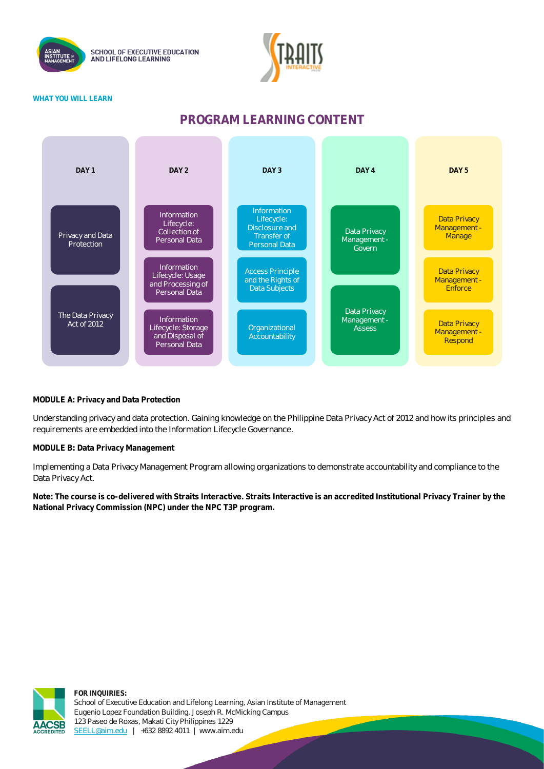WHAT YOU WILL LEARN

## PROGRAM LEARNING CONTENT

| DAY 1 | DAY 2 | DAY 3 | DAY 4 | DAY 5 |
|---|---|---|---|---|
| Privacy and Data Protection | Information Lifecycle: Collection of Personal Data | Information Lifecycle: Disclosure and Transfer of Personal Data | Data Privacy Management - Govern | Data Privacy Management - Manage |
| The Data Privacy Act of 2012 | Information Lifecycle: Usage and Processing of Personal Data | Access Principle and the Rights of Data Subjects | Data Privacy Management - Assess | Data Privacy Management - Enforce |
| | Information Lifecycle: Storage and Disposal of Personal Data | Organizational Accountability | | Data Privacy Management - Respond |

**MODULE A: Privacy and Data Protection**

Understanding privacy and data protection. Gaining knowledge on the Philippine Data Privacy Act of 2012 and how its principles and requirements are embedded into the Information Lifecycle Governance.

**MODULE B: Data Privacy Management**

Implementing a Data Privacy Management Program allowing organizations to demonstrate accountability and compliance to the Data Privacy Act.

**Note: The course is co-delivered with Straits Interactive. Straits Interactive is an accredited Institutional Privacy Trainer by the National Privacy Commission (NPC) under the NPC T3P program.**

**FOR INQUIRIES:**
School of Executive Education and Lifelong Learning, Asian Institute of Management
Eugenio Lopez Foundation Building, Joseph R. McMicking Campus
123 Paseo de Roxas, Makati City Philippines 1229
SEELL@aim.edu | +632 8892 4011 | www.aim.edu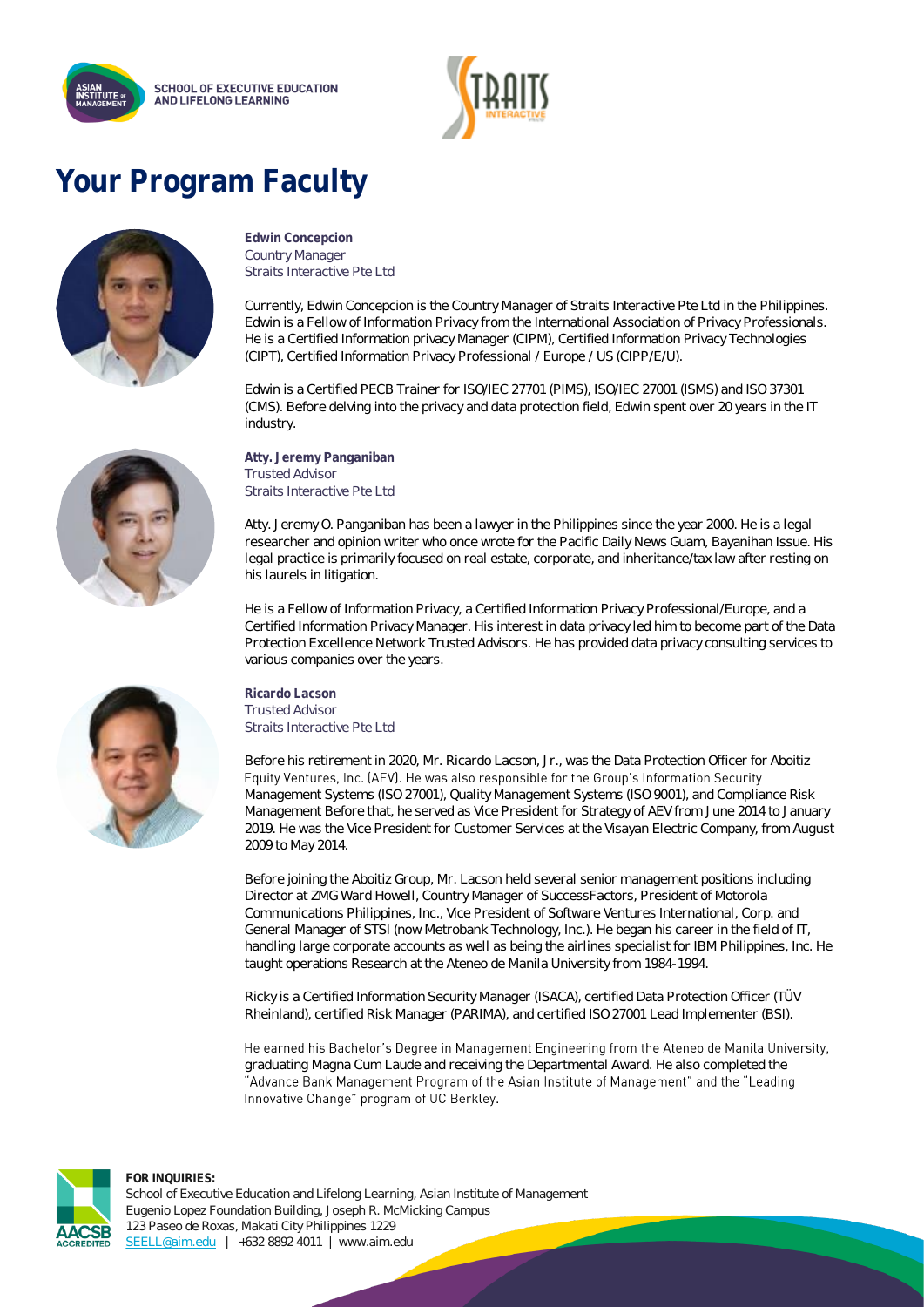# Your Program Faculty

**Edwin Concepcion**
Country Manager
Straits Interactive Pte Ltd

Currently, Edwin Concepcion is the Country Manager of Straits Interactive Pte Ltd in the Philippines. Edwin is a Fellow of Information Privacy from the International Association of Privacy Professionals. He is a Certified Information privacy Manager (CIPM), Certified Information Privacy Technologies (CIPT), Certified Information Privacy Professional / Europe / US (CIPP/E/U).

Edwin is a Certified PECB Trainer for ISO/IEC 27701 (PIMS), ISO/IEC 27001 (ISMS) and ISO 37301 (CMS). Before delving into the privacy and data protection field, Edwin spent over 20 years in the IT industry.

**Atty. Jeremy Panganiban**
Trusted Advisor
Straits Interactive Pte Ltd

Atty. Jeremy O. Panganiban has been a lawyer in the Philippines since the year 2000. He is a legal researcher and opinion writer who once wrote for the Pacific Daily News Guam, Bayanihan Issue. His legal practice is primarily focused on real estate, corporate, and inheritance/tax law after resting on his laurels in litigation.

He is a Fellow of Information Privacy, a Certified Information Privacy Professional/Europe, and a Certified Information Privacy Manager. His interest in data privacy led him to become part of the Data Protection Excellence Network Trusted Advisors. He has provided data privacy consulting services to various companies over the years.

**Ricardo Lacson**
Trusted Advisor
Straits Interactive Pte Ltd

Before his retirement in 2020, Mr. Ricardo Lacson, Jr., was the Data Protection Officer for Aboitiz Equity Ventures, Inc. (AEV). He was also responsible for the Group's Information Security Management Systems (ISO 27001), Quality Management Systems (ISO 9001), and Compliance Risk Management Before that, he served as Vice President for Strategy of AEV from June 2014 to January 2019. He was the Vice President for Customer Services at the Visayan Electric Company, from August 2009 to May 2014.

Before joining the Aboitiz Group, Mr. Lacson held several senior management positions including Director at ZMG Ward Howell, Country Manager of SuccessFactors, President of Motorola Communications Philippines, Inc., Vice President of Software Ventures International, Corp. and General Manager of STSI (now Metrobank Technology, Inc.). He began his career in the field of IT, handling large corporate accounts as well as being the airlines specialist for IBM Philippines, Inc. He taught operations Research at the Ateneo de Manila University from 1984-1994.

Ricky is a Certified Information Security Manager (ISACA), certified Data Protection Officer (TÜV Rheinland), certified Risk Manager (PARIMA), and certified ISO 27001 Lead Implementer (BSI).

He earned his Bachelor's Degree in Management Engineering from the Ateneo de Manila University, graduating Magna Cum Laude and receiving the Departmental Award. He also completed the "Advance Bank Management Program of the Asian Institute of Management" and the "Leading Innovative Change" program of UC Berkley.

**FOR INQUIRIES:**
School of Executive Education and Lifelong Learning, Asian Institute of Management
Eugenio Lopez Foundation Building, Joseph R. McMicking Campus
123 Paseo de Roxas, Makati City Philippines 1229
SEELL@aim.edu | +632 8892 4011 | www.aim.edu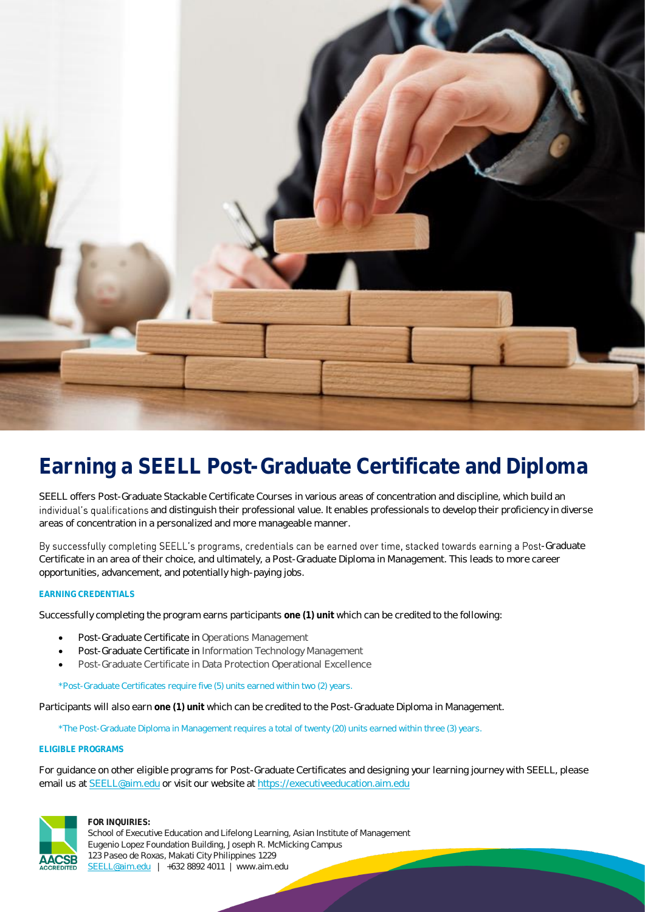# Earning a SEELL Post-Graduate Certificate and Diploma

SEELL offers Post-Graduate Stackable Certificate Courses in various areas of concentration and discipline, which build an individual's qualifications and distinguish their professional value. It enables professionals to develop their proficiency in diverse areas of concentration in a personalized and more manageable manner.

By successfully completing SEELL's programs, credentials can be earned over time, stacked towards earning a Post-Graduate Certificate in an area of their choice, and ultimately, a Post-Graduate Diploma in Management. This leads to more career opportunities, advancement, and potentially high-paying jobs.

#### EARNING CREDENTIALS

Successfully completing the program earns participants **one (1) unit** which can be credited to the following:

- Post-Graduate Certificate in Operations Management
- Post-Graduate Certificate in Information Technology Management
- Post-Graduate Certificate in Data Protection Operational Excellence

*Post-Graduate Certificates require five (5) units earned within two (2) years.

Participants will also earn **one (1) unit** which can be credited to the Post-Graduate Diploma in Management.

*The Post-Graduate Diploma in Management requires a total of twenty (20) units earned within three (3) years.

#### ELIGIBLE PROGRAMS

For guidance on other eligible programs for Post-Graduate Certificates and designing your learning journey with SEELL, please email us at SEELL@aim.edu or visit our website at https://executiveeducation.aim.edu

AACSB ACCREDITED

**FOR INQUIRIES:**
School of Executive Education and Lifelong Learning, Asian Institute of Management
Eugenio Lopez Foundation Building, Joseph R. McMicking Campus
123 Paseo de Roxas, Makati City Philippines 1229
SEELL@aim.edu | +632 8892 4011 | www.aim.edu